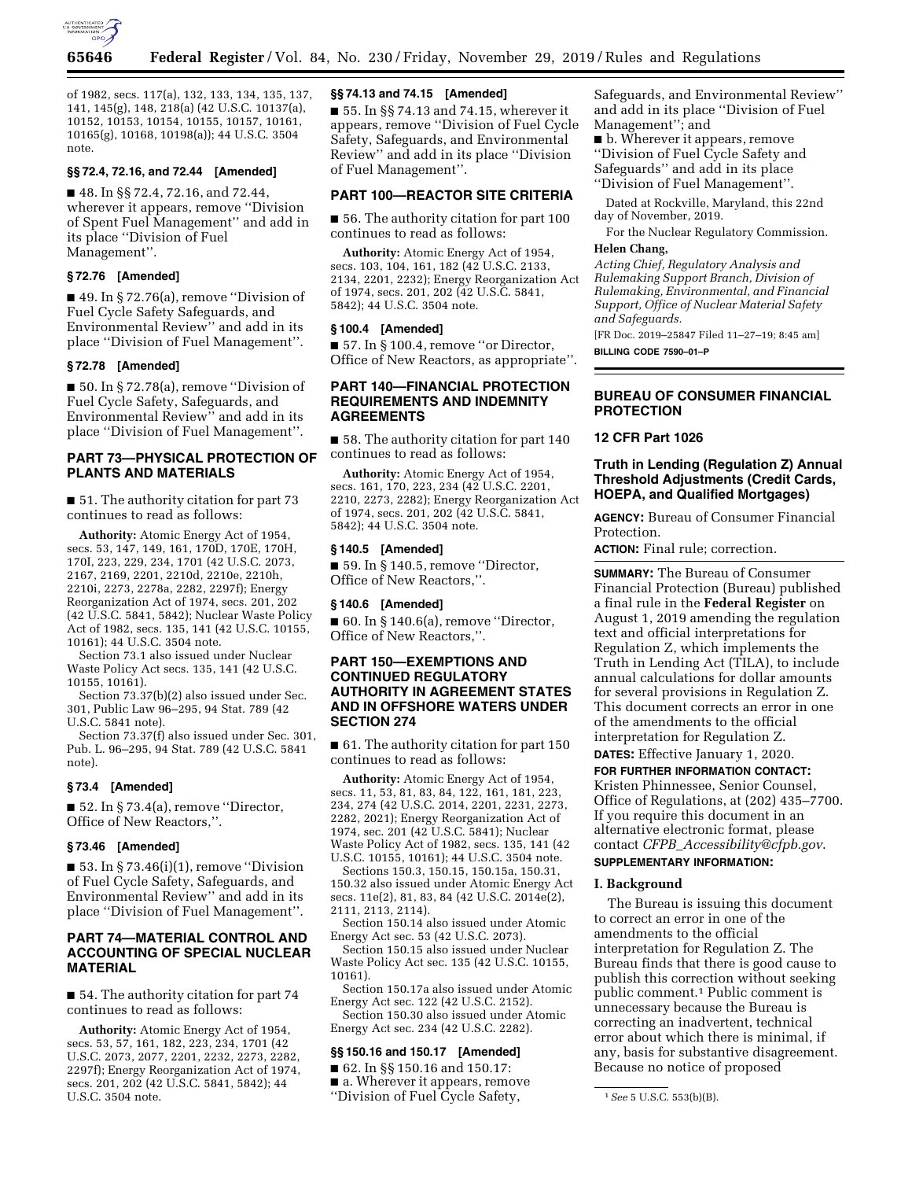of 1982, secs. 117(a), 132, 133, 134, 135, 137, 141, 145(g), 148, 218(a) (42 U.S.C. 10137(a), 10152, 10153, 10154, 10155, 10157, 10161, 10165(g), 10168, 10198(a)); 44 U.S.C. 3504 note.

### §§ 72.4, 72.16, and 72.44 [Amended]

■ 48. In §§ 72.4, 72.16, and 72.44, wherever it appears, remove ''Division of Spent Fuel Management'' and add in its place ''Division of Fuel Management''.

### § 72.76 [Amended]

■ 49. In § 72.76(a), remove ''Division of Fuel Cycle Safety Safeguards, and Environmental Review'' and add in its place ''Division of Fuel Management''.

### § 72.78 [Amended]

■ 50. In § 72.78(a), remove ''Division of Fuel Cycle Safety, Safeguards, and Environmental Review'' and add in its place ''Division of Fuel Management''.

## PART 73—PHYSICAL PROTECTION OF PLANTS AND MATERIALS

■ 51. The authority citation for part 73 continues to read as follows:

**Authority:** Atomic Energy Act of 1954, secs. 53, 147, 149, 161, 170D, 170E, 170H, 170I, 223, 229, 234, 1701 (42 U.S.C. 2073, 2167, 2169, 2201, 2210d, 2210e, 2210h, 2210i, 2273, 2278a, 2282, 2297f); Energy Reorganization Act of 1974, secs. 201, 202 (42 U.S.C. 5841, 5842); Nuclear Waste Policy Act of 1982, secs. 135, 141 (42 U.S.C. 10155, 10161); 44 U.S.C. 3504 note.

Section 73.1 also issued under Nuclear Waste Policy Act secs. 135, 141 (42 U.S.C. 10155, 10161).

Section 73.37(b)(2) also issued under Sec. 301, Public Law 96–295, 94 Stat. 789 (42 U.S.C. 5841 note).

Section 73.37(f) also issued under Sec. 301, Pub. L. 96–295, 94 Stat. 789 (42 U.S.C. 5841 note).

### § 73.4 [Amended]

■ 52. In § 73.4(a), remove ''Director, Office of New Reactors,''.

### § 73.46 [Amended]

■ 53. In § 73.46(i)(1), remove ''Division of Fuel Cycle Safety, Safeguards, and Environmental Review'' and add in its place ''Division of Fuel Management''.

## PART 74—MATERIAL CONTROL AND ACCOUNTING OF SPECIAL NUCLEAR MATERIAL

■ 54. The authority citation for part 74 continues to read as follows:

**Authority:** Atomic Energy Act of 1954, secs. 53, 57, 161, 182, 223, 234, 1701 (42 U.S.C. 2073, 2077, 2201, 2232, 2273, 2282, 2297f); Energy Reorganization Act of 1974, secs. 201, 202 (42 U.S.C. 5841, 5842); 44 U.S.C. 3504 note.

### §§ 74.13 and 74.15 [Amended]

■ 55. In §§ 74.13 and 74.15, wherever it appears, remove ''Division of Fuel Cycle Safety, Safeguards, and Environmental Review'' and add in its place ''Division of Fuel Management''.

## PART 100—REACTOR SITE CRITERIA

■ 56. The authority citation for part 100 continues to read as follows:

**Authority:** Atomic Energy Act of 1954, secs. 103, 104, 161, 182 (42 U.S.C. 2133, 2134, 2201, 2232); Energy Reorganization Act of 1974, secs. 201, 202 (42 U.S.C. 5841, 5842); 44 U.S.C. 3504 note.

### § 100.4 [Amended]

■ 57. In § 100.4, remove ''or Director, Office of New Reactors, as appropriate''.

## PART 140—FINANCIAL PROTECTION REQUIREMENTS AND INDEMNITY AGREEMENTS

■ 58. The authority citation for part 140 continues to read as follows:

**Authority:** Atomic Energy Act of 1954, secs. 161, 170, 223, 234 (42 U.S.C. 2201, 2210, 2273, 2282); Energy Reorganization Act of 1974, secs. 201, 202 (42 U.S.C. 5841, 5842); 44 U.S.C. 3504 note.

### § 140.5 [Amended]

■ 59. In § 140.5, remove ''Director, Office of New Reactors,''.

### § 140.6 [Amended]

■ 60. In § 140.6(a), remove ''Director, Office of New Reactors,''.

## PART 150—EXEMPTIONS AND CONTINUED REGULATORY AUTHORITY IN AGREEMENT STATES AND IN OFFSHORE WATERS UNDER SECTION 274

■ 61. The authority citation for part 150 continues to read as follows:

**Authority:** Atomic Energy Act of 1954, secs. 11, 53, 81, 83, 84, 122, 161, 181, 223, 234, 274 (42 U.S.C. 2014, 2201, 2231, 2273, 2282, 2021); Energy Reorganization Act of 1974, sec. 201 (42 U.S.C. 5841); Nuclear Waste Policy Act of 1982, secs. 135, 141 (42 U.S.C. 10155, 10161); 44 U.S.C. 3504 note.

Sections 150.3, 150.15, 150.15a, 150.31, 150.32 also issued under Atomic Energy Act secs. 11e(2), 81, 83, 84 (42 U.S.C. 2014e(2), 2111, 2113, 2114).

Section 150.14 also issued under Atomic Energy Act sec. 53 (42 U.S.C. 2073).

Section 150.15 also issued under Nuclear Waste Policy Act sec. 135 (42 U.S.C. 10155, 10161).

Section 150.17a also issued under Atomic Energy Act sec. 122 (42 U.S.C. 2152).

Section 150.30 also issued under Atomic Energy Act sec. 234 (42 U.S.C. 2282).

### §§ 150.16 and 150.17 [Amended]

■ 62. In §§ 150.16 and 150.17:

■ a. Wherever it appears, remove ''Division of Fuel Cycle Safety, Safeguards, and Environmental Review'' and add in its place ''Division of Fuel Management''; and

■ b. Wherever it appears, remove ''Division of Fuel Cycle Safety and Safeguards'' and add in its place ''Division of Fuel Management''.

Dated at Rockville, Maryland, this 22nd day of November, 2019.

For the Nuclear Regulatory Commission.

**Helen Chang,**

*Acting Chief, Regulatory Analysis and Rulemaking Support Branch, Division of Rulemaking, Environmental, and Financial Support, Office of Nuclear Material Safety and Safeguards.*

[FR Doc. 2019–25847 Filed 11–27–19; 8:45 am]

**BILLING CODE 7590–01–P**

## BUREAU OF CONSUMER FINANCIAL PROTECTION

### 12 CFR Part 1026

### Truth in Lending (Regulation Z) Annual Threshold Adjustments (Credit Cards, HOEPA, and Qualified Mortgages)

**AGENCY:** Bureau of Consumer Financial Protection.

**ACTION:** Final rule; correction.

**SUMMARY:** The Bureau of Consumer Financial Protection (Bureau) published a final rule in the **Federal Register** on August 1, 2019 amending the regulation text and official interpretations for Regulation Z, which implements the Truth in Lending Act (TILA), to include annual calculations for dollar amounts for several provisions in Regulation Z. This document corrects an error in one of the amendments to the official interpretation for Regulation Z.

**DATES:** Effective January 1, 2020.

**FOR FURTHER INFORMATION CONTACT:** Kristen Phinnessee, Senior Counsel, Office of Regulations, at (202) 435–7700. If you require this document in an alternative electronic format, please contact *CFPB_Accessibility@cfpb.gov*.

**SUPPLEMENTARY INFORMATION:**

### I. Background

The Bureau is issuing this document to correct an error in one of the amendments to the official interpretation for Regulation Z. The Bureau finds that there is good cause to publish this correction without seeking public comment.[1] Public comment is unnecessary because the Bureau is correcting an inadvertent, technical error about which there is minimal, if any, basis for substantive disagreement. Because no notice of proposed

[1] *See* 5 U.S.C. 553(b)(B).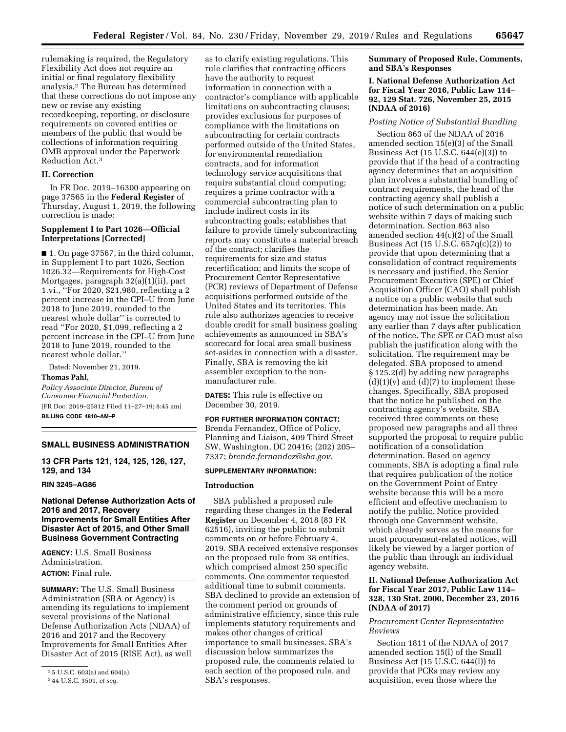rulemaking is required, the Regulatory Flexibility Act does not require an initial or final regulatory flexibility analysis.[2] The Bureau has determined that these corrections do not impose any new or revise any existing recordkeeping, reporting, or disclosure requirements on covered entities or members of the public that would be collections of information requiring OMB approval under the Paperwork Reduction Act.[3]

## II. Correction

In FR Doc. 2019–16300 appearing on page 37565 in the **Federal Register** of Thursday, August 1, 2019, the following correction is made:

### Supplement I to Part 1026—Official Interpretations [Corrected]

■ 1. On page 37567, in the third column, in Supplement I to part 1026, Section 1026.32—Requirements for High-Cost Mortgages, paragraph 32(a)(1)(ii), part 1.vi., ''For 2020, $21,980, reflecting a 2 percent increase in the CPI–U from June 2018 to June 2019, rounded to the nearest whole dollar'' is corrected to read ''For 2020, $1,099, reflecting a 2 percent increase in the CPI–U from June 2018 to June 2019, rounded to the nearest whole dollar.''

Dated: November 21, 2019.

**Thomas Pahl,**

*Policy Associate Director, Bureau of Consumer Financial Protection.*

[FR Doc. 2019–25812 Filed 11–27–19; 8:45 am]

**BILLING CODE 4810–AM–P**

[2] 5 U.S.C. 603(a) and 604(a).

[3] 44 U.S.C. 3501, *et seq.*

---

## SMALL BUSINESS ADMINISTRATION

### 13 CFR Parts 121, 124, 125, 126, 127, 129, and 134

### RIN 3245–AG86

### National Defense Authorization Acts of 2016 and 2017, Recovery Improvements for Small Entities After Disaster Act of 2015, and Other Small Business Government Contracting

**AGENCY:** U.S. Small Business Administration.

**ACTION:** Final rule.

**SUMMARY:** The U.S. Small Business Administration (SBA or Agency) is amending its regulations to implement several provisions of the National Defense Authorization Acts (NDAA) of 2016 and 2017 and the Recovery Improvements for Small Entities After Disaster Act of 2015 (RISE Act), as well as to clarify existing regulations. This rule clarifies that contracting officers have the authority to request information in connection with a contractor's compliance with applicable limitations on subcontracting clauses; provides exclusions for purposes of compliance with the limitations on subcontracting for certain contracts performed outside of the United States, for environmental remediation contracts, and for information technology service acquisitions that require substantial cloud computing; requires a prime contractor with a commercial subcontracting plan to include indirect costs in its subcontracting goals; establishes that failure to provide timely subcontracting reports may constitute a material breach of the contract; clarifies the requirements for size and status recertification; and limits the scope of Procurement Center Representative (PCR) reviews of Department of Defense acquisitions performed outside of the United States and its territories. This rule also authorizes agencies to receive double credit for small business goaling achievements as announced in SBA's scorecard for local area small business set-asides in connection with a disaster. Finally, SBA is removing the kit assembler exception to the non-manufacturer rule.

**DATES:** This rule is effective on December 30, 2019.

**FOR FURTHER INFORMATION CONTACT:** Brenda Fernandez, Office of Policy, Planning and Liaison, 409 Third Street SW, Washington, DC 20416; (202) 205–7337; *brenda.fernandez@sba.gov.*

**SUPPLEMENTARY INFORMATION:**

## Introduction

SBA published a proposed rule regarding these changes in the **Federal Register** on December 4, 2018 (83 FR 62516), inviting the public to submit comments on or before February 4, 2019. SBA received extensive responses on the proposed rule from 38 entities, which comprised almost 250 specific comments. One commenter requested additional time to submit comments. SBA declined to provide an extension of the comment period on grounds of administrative efficiency, since this rule implements statutory requirements and makes other changes of critical importance to small businesses. SBA's discussion below summarizes the proposed rule, the comments related to each section of the proposed rule, and SBA's responses.

## Summary of Proposed Rule, Comments, and SBA's Responses

### I. National Defense Authorization Act for Fiscal Year 2016, Public Law 114–92, 129 Stat. 726, November 25, 2015 (NDAA of 2016)

*Posting Notice of Substantial Bundling*

Section 863 of the NDAA of 2016 amended section 15(e)(3) of the Small Business Act (15 U.S.C. 644(e)(3)) to provide that if the head of a contracting agency determines that an acquisition plan involves a substantial bundling of contract requirements, the head of the contracting agency shall publish a notice of such determination on a public website within 7 days of making such determination. Section 863 also amended section 44(c)(2) of the Small Business Act (15 U.S.C. 657q(c)(2)) to provide that upon determining that a consolidation of contract requirements is necessary and justified, the Senior Procurement Executive (SPE) or Chief Acquisition Officer (CAO) shall publish a notice on a public website that such determination has been made. An agency may not issue the solicitation any earlier than 7 days after publication of the notice. The SPE or CAO must also publish the justification along with the solicitation. The requirement may be delegated. SBA proposed to amend § 125.2(d) by adding new paragraphs (d)(1)(v) and (d)(7) to implement these changes. Specifically, SBA proposed that the notice be published on the contracting agency's website. SBA received three comments on these proposed new paragraphs and all three supported the proposal to require public notification of a consolidation determination. Based on agency comments, SBA is adopting a final rule that requires publication of the notice on the Government Point of Entry website because this will be a more efficient and effective mechanism to notify the public. Notice provided through one Government website, which already serves as the means for most procurement-related notices, will likely be viewed by a larger portion of the public than through an individual agency website.

### II. National Defense Authorization Act for Fiscal Year 2017, Public Law 114–328, 130 Stat. 2000, December 23, 2016 (NDAA of 2017)

*Procurement Center Representative Reviews*

Section 1811 of the NDAA of 2017 amended section 15(l) of the Small Business Act (15 U.S.C. 644(l)) to provide that PCRs may review any acquisition, even those where the